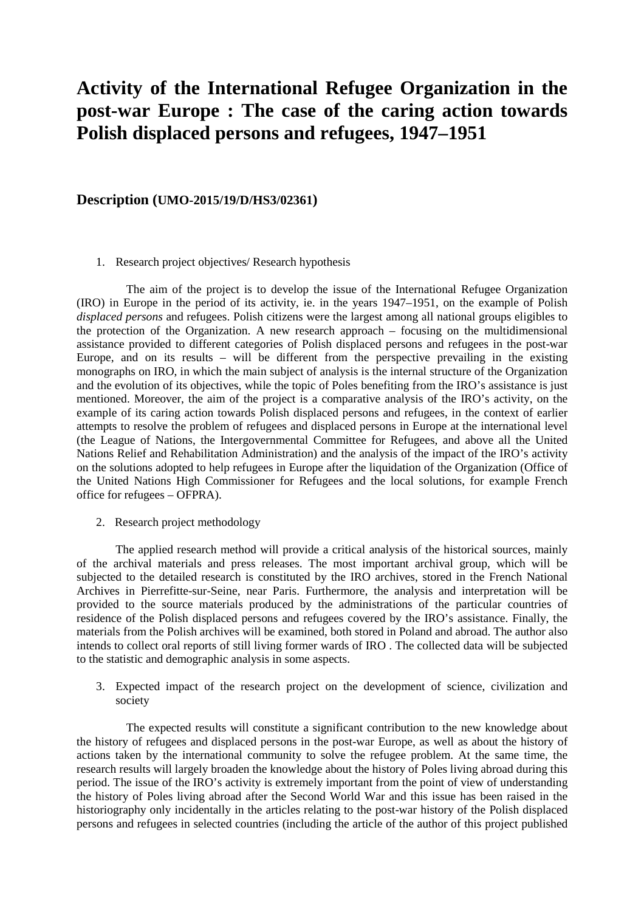# Activity of the International Refugee Organization in the post-war Europe : The case of the caring action towards Polish displaced persons and refugees, 1947–1951

## Description (UMO-2015/19/D/HS3/02361)

1. Research project objectives/ Research hypothesis

The aim of the project is to develop the issue of the International Refugee Organization (IRO) in Europe in the period of its activity, ie. in the years 1947–1951, on the example of Polish *displaced persons* and refugees. Polish citizens were the largest among all national groups eligibles to the protection of the Organization. A new research approach – focusing on the multidimensional assistance provided to different categories of Polish displaced persons and refugees in the post-war Europe, and on its results – will be different from the perspective prevailing in the existing monographs on IRO, in which the main subject of analysis is the internal structure of the Organization and the evolution of its objectives, while the topic of Poles benefiting from the IRO's assistance is just mentioned. Moreover, the aim of the project is a comparative analysis of the IRO's activity, on the example of its caring action towards Polish displaced persons and refugees, in the context of earlier attempts to resolve the problem of refugees and displaced persons in Europe at the international level (the League of Nations, the Intergovernmental Committee for Refugees, and above all the United Nations Relief and Rehabilitation Administration) and the analysis of the impact of the IRO's activity on the solutions adopted to help refugees in Europe after the liquidation of the Organization (Office of the United Nations High Commissioner for Refugees and the local solutions, for example French office for refugees – OFPRA).

2. Research project methodology

The applied research method will provide a critical analysis of the historical sources, mainly of the archival materials and press releases. The most important archival group, which will be subjected to the detailed research is constituted by the IRO archives, stored in the French National Archives in Pierrefitte-sur-Seine, near Paris. Furthermore, the analysis and interpretation will be provided to the source materials produced by the administrations of the particular countries of residence of the Polish displaced persons and refugees covered by the IRO's assistance. Finally, the materials from the Polish archives will be examined, both stored in Poland and abroad. The author also intends to collect oral reports of still living former wards of IRO . The collected data will be subjected to the statistic and demographic analysis in some aspects.

3. Expected impact of the research project on the development of science, civilization and society

The expected results will constitute a significant contribution to the new knowledge about the history of refugees and displaced persons in the post-war Europe, as well as about the history of actions taken by the international community to solve the refugee problem. At the same time, the research results will largely broaden the knowledge about the history of Poles living abroad during this period. The issue of the IRO's activity is extremely important from the point of view of understanding the history of Poles living abroad after the Second World War and this issue has been raised in the historiography only incidentally in the articles relating to the post-war history of the Polish displaced persons and refugees in selected countries (including the article of the author of this project published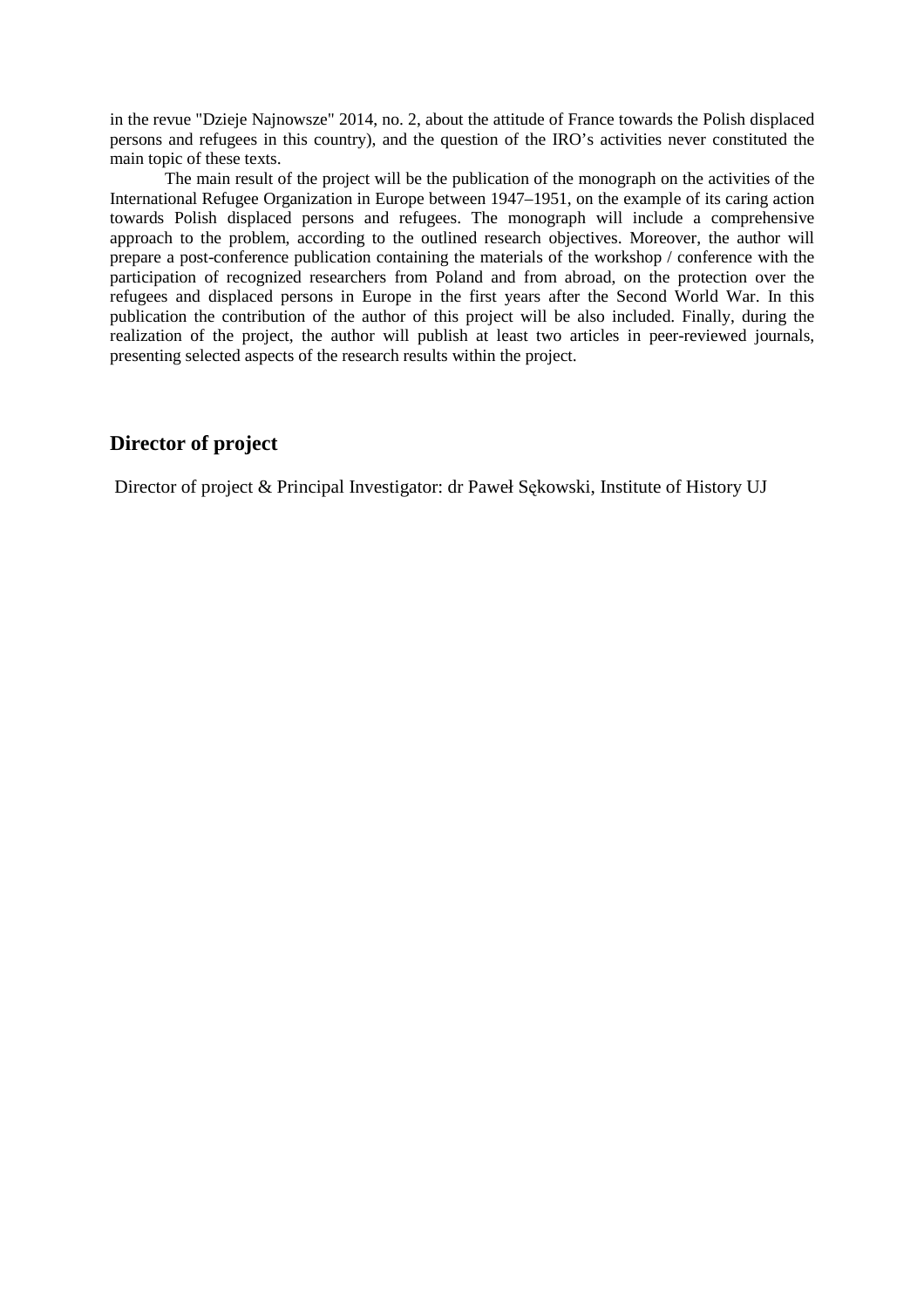in the revue "Dzieje Najnowsze" 2014, no. 2, about the attitude of France towards the Polish displaced persons and refugees in this country), and the question of the IRO's activities never constituted the main topic of these texts.

The main result of the project will be the publication of the monograph on the activities of the International Refugee Organization in Europe between 1947–1951, on the example of its caring action towards Polish displaced persons and refugees. The monograph will include a comprehensive approach to the problem, according to the outlined research objectives. Moreover, the author will prepare a post-conference publication containing the materials of the workshop / conference with the participation of recognized researchers from Poland and from abroad, on the protection over the refugees and displaced persons in Europe in the first years after the Second World War. In this publication the contribution of the author of this project will be also included. Finally, during the realization of the project, the author will publish at least two articles in peer-reviewed journals, presenting selected aspects of the research results within the project.

## Director of project

Director of project & Principal Investigator: dr Paweł Sękowski, Institute of History UJ